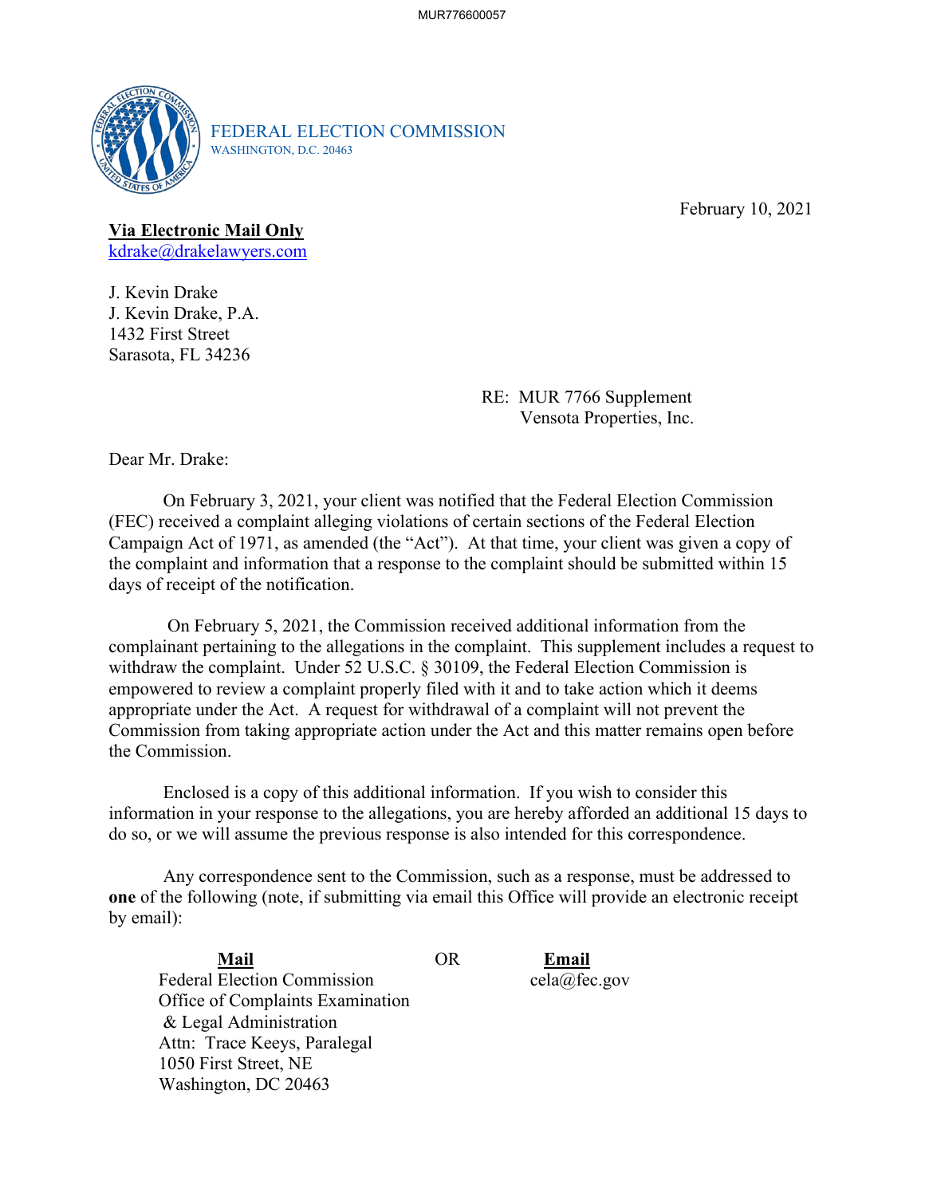FEDERAL ELECTION COMMISSION
WASHINGTON, D.C. 20463

February 10, 2021

**Via Electronic Mail Only**
kdrake@drakelawyers.com

J. Kevin Drake
J. Kevin Drake, P.A.
1432 First Street
Sarasota, FL 34236

RE: MUR 7766 Supplement
Vensota Properties, Inc.

Dear Mr. Drake:

On February 3, 2021, your client was notified that the Federal Election Commission (FEC) received a complaint alleging violations of certain sections of the Federal Election Campaign Act of 1971, as amended (the "Act"). At that time, your client was given a copy of the complaint and information that a response to the complaint should be submitted within 15 days of receipt of the notification.

On February 5, 2021, the Commission received additional information from the complainant pertaining to the allegations in the complaint. This supplement includes a request to withdraw the complaint. Under 52 U.S.C. § 30109, the Federal Election Commission is empowered to review a complaint properly filed with it and to take action which it deems appropriate under the Act. A request for withdrawal of a complaint will not prevent the Commission from taking appropriate action under the Act and this matter remains open before the Commission.

Enclosed is a copy of this additional information. If you wish to consider this information in your response to the allegations, you are hereby afforded an additional 15 days to do so, or we will assume the previous response is also intended for this correspondence.

Any correspondence sent to the Commission, such as a response, must be addressed to **one** of the following (note, if submitting via email this Office will provide an electronic receipt by email):

| **Mail** | OR | **Email** |
|---|---|---|
| Federal Election Commission<br>Office of Complaints Examination<br>& Legal Administration<br>Attn: Trace Keeys, Paralegal<br>1050 First Street, NE<br>Washington, DC 20463 | | cela@fec.gov |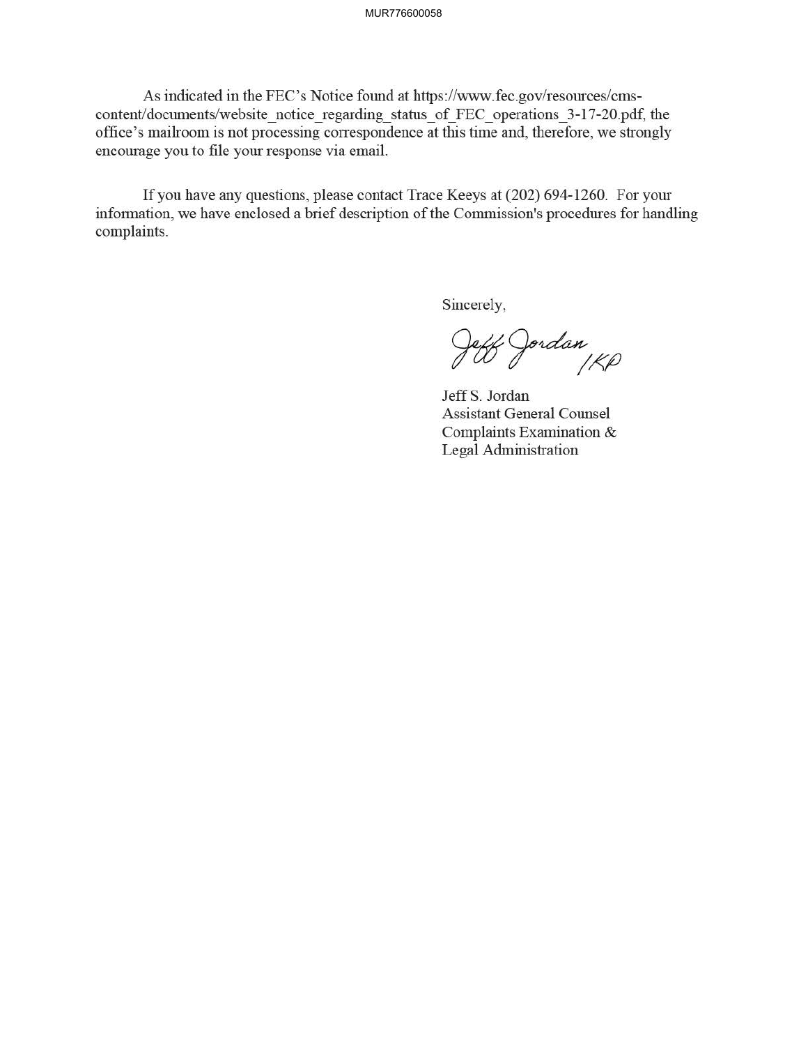As indicated in the FEC's Notice found at https://www.fec.gov/resources/cms-content/documents/website_notice_regarding_status_of_FEC_operations_3-17-20.pdf, the office's mailroom is not processing correspondence at this time and, therefore, we strongly encourage you to file your response via email.

If you have any questions, please contact Trace Keeys at (202) 694-1260. For your information, we have enclosed a brief description of the Commission's procedures for handling complaints.

Sincerely,

Jeff Jordan /KP

Jeff S. Jordan
Assistant General Counsel
Complaints Examination &
Legal Administration